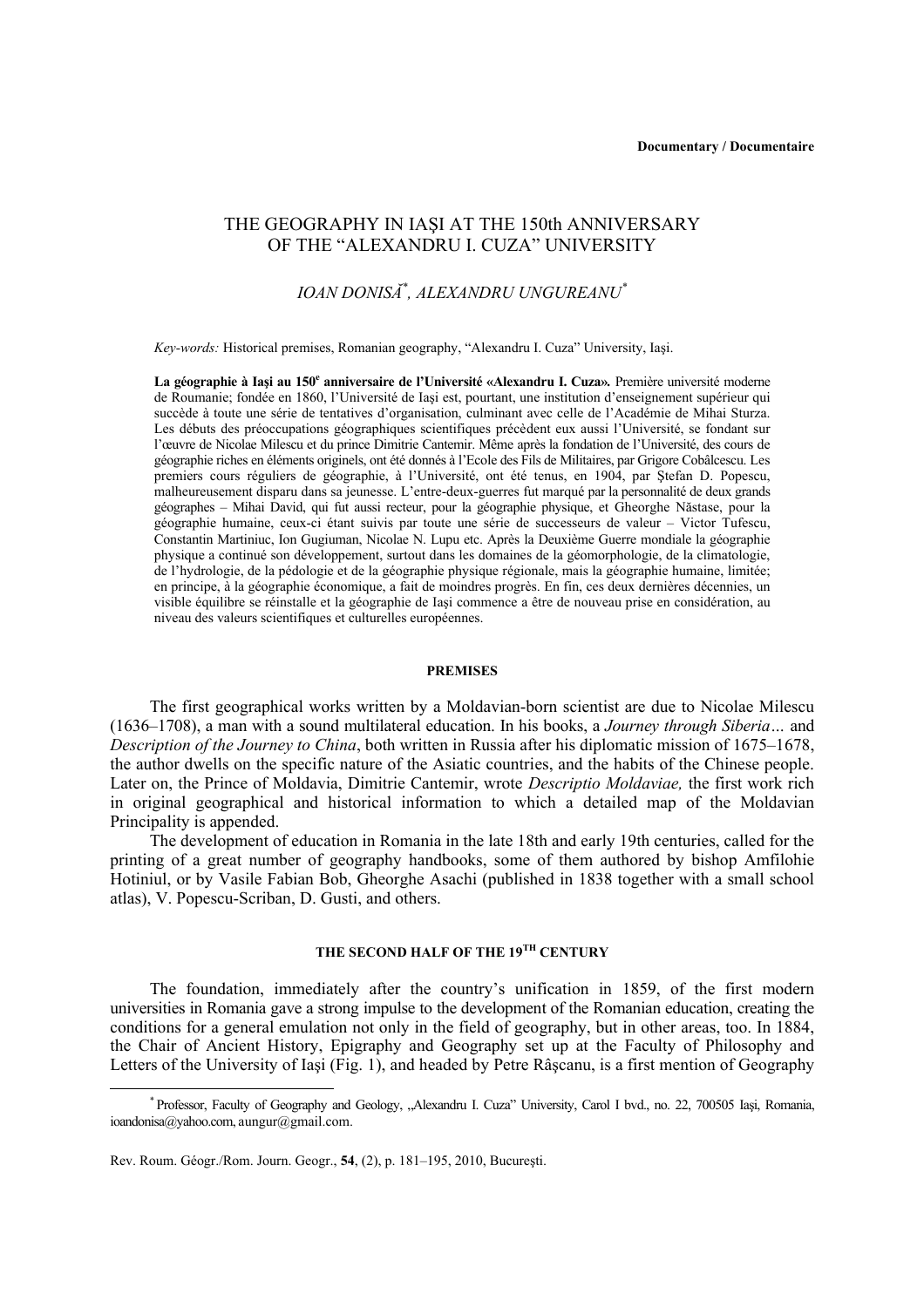**Documentary / Documentaire**

# THE GEOGRAPHY IN IAŞI AT THE 150th ANNIVERSARY OF THE "ALEXANDRU I. CUZA" UNIVERSITY

*IOAN DONISĂ*[*]*, ALEXANDRU UNGUREANU*[*]

*Key-words:* Historical premises, Romanian geography, "Alexandru I. Cuza" University, Iaşi.

**La géographie à Iaşi au 150e anniversaire de l'Université «Alexandru I. Cuza».** Première université moderne de Roumanie; fondée en 1860, l'Université de Iaşi est, pourtant, une institution d'enseignement supérieur qui succède à toute une série de tentatives d'organisation, culminant avec celle de l'Académie de Mihai Sturza. Les débuts des préoccupations géographiques scientifiques précèdent eux aussi l'Université, se fondant sur l'œuvre de Nicolae Milescu et du prince Dimitrie Cantemir. Même après la fondation de l'Université, des cours de géographie riches en éléments originels, ont été donnés à l'Ecole des Fils de Militaires, par Grigore Cobâlcescu. Les premiers cours réguliers de géographie, à l'Université, ont été tenus, en 1904, par Ştefan D. Popescu, malheureusement disparu dans sa jeunesse. L'entre-deux-guerres fut marqué par la personnalité de deux grands géographes – Mihai David, qui fut aussi recteur, pour la géographie physique, et Gheorghe Năstase, pour la géographie humaine, ceux-ci étant suivis par toute une série de successeurs de valeur – Victor Tufescu, Constantin Martiniuc, Ion Gugiuman, Nicolae N. Lupu etc. Après la Deuxième Guerre mondiale la géographie physique a continué son développement, surtout dans les domaines de la géomorphologie, de la climatologie, de l'hydrologie, de la pédologie et de la géographie physique régionale, mais la géographie humaine, limitée; en principe, à la géographie économique, a fait de moindres progrès. En fin, ces deux dernières décennies, un visible équilibre se réinstalle et la géographie de Iaşi commence a être de nouveau prise en considération, au niveau des valeurs scientifiques et culturelles européennes.

## PREMISES

The first geographical works written by a Moldavian-born scientist are due to Nicolae Milescu (1636–1708), a man with a sound multilateral education. In his books, a *Journey through Siberia…* and *Description of the Journey to China*, both written in Russia after his diplomatic mission of 1675–1678, the author dwells on the specific nature of the Asiatic countries, and the habits of the Chinese people. Later on, the Prince of Moldavia, Dimitrie Cantemir, wrote *Descriptio Moldaviae,* the first work rich in original geographical and historical information to which a detailed map of the Moldavian Principality is appended.

The development of education in Romania in the late 18th and early 19th centuries, called for the printing of a great number of geography handbooks, some of them authored by bishop Amfilohie Hotiniul, or by Vasile Fabian Bob, Gheorghe Asachi (published in 1838 together with a small school atlas), V. Popescu-Scriban, D. Gusti, and others.

## THE SECOND HALF OF THE 19TH CENTURY

The foundation, immediately after the country's unification in 1859, of the first modern universities in Romania gave a strong impulse to the development of the Romanian education, creating the conditions for a general emulation not only in the field of geography, but in other areas, too. In 1884, the Chair of Ancient History, Epigraphy and Geography set up at the Faculty of Philosophy and Letters of the University of Iaşi (Fig. 1), and headed by Petre Râşcanu, is a first mention of Geography

[*] Professor, Faculty of Geography and Geology, „Alexandru I. Cuza" University, Carol I bvd., no. 22, 700505 Iaşi, Romania, ioandonisa@yahoo.com, aungur@gmail.com.

Rev. Roum. Géogr./Rom. Journ. Geogr., **54**, (2), p. 181–195, 2010, Bucureşti.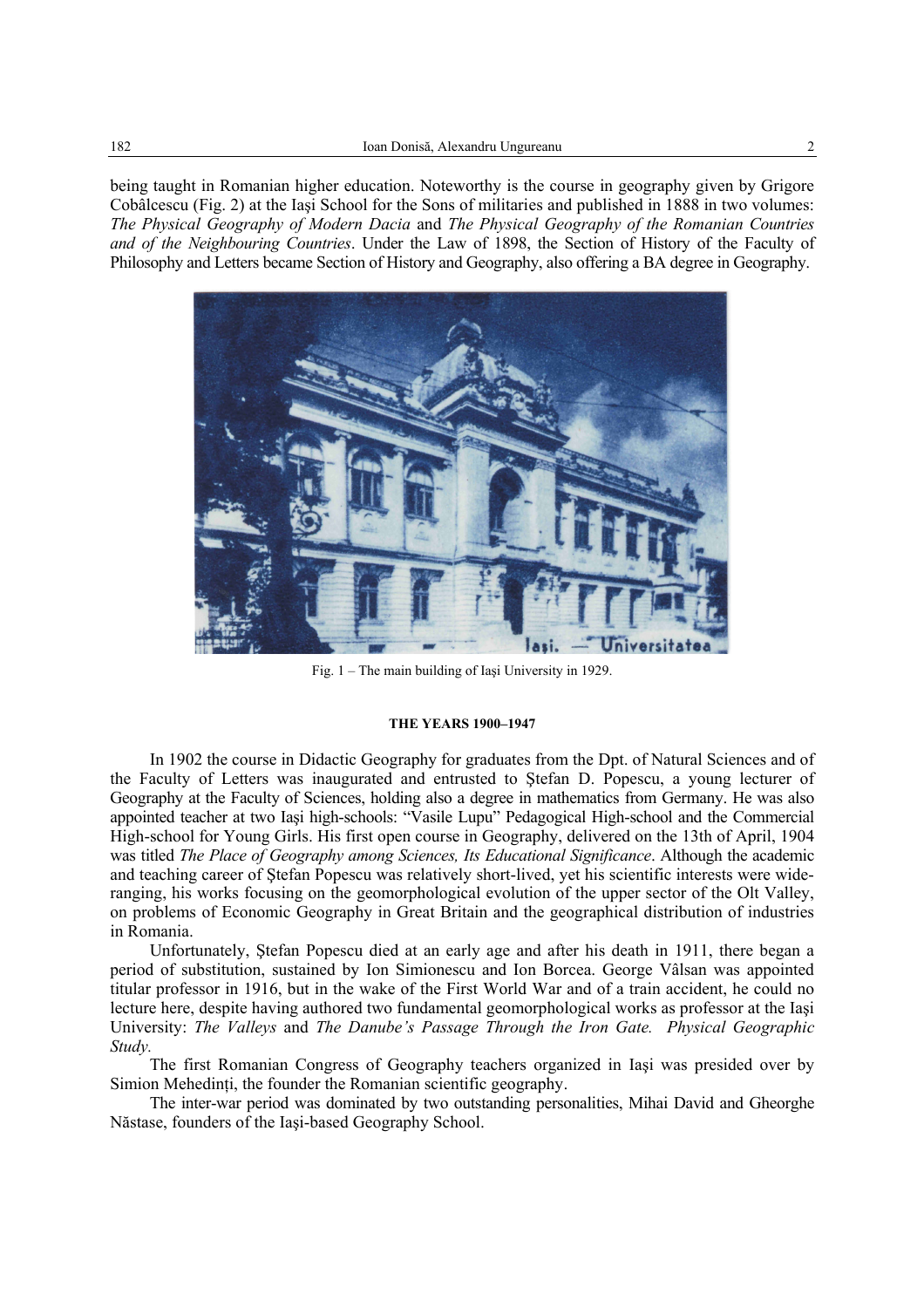being taught in Romanian higher education. Noteworthy is the course in geography given by Grigore Cobâlcescu (Fig. 2) at the Iaşi School for the Sons of militaries and published in 1888 in two volumes: *The Physical Geography of Modern Dacia* and *The Physical Geography of the Romanian Countries and of the Neighbouring Countries*. Under the Law of 1898, the Section of History of the Faculty of Philosophy and Letters became Section of History and Geography, also offering a BA degree in Geography.

Fig. 1 – The main building of Iaşi University in 1929.

#### THE YEARS 1900–1947

In 1902 the course in Didactic Geography for graduates from the Dpt. of Natural Sciences and of the Faculty of Letters was inaugurated and entrusted to Ştefan D. Popescu, a young lecturer of Geography at the Faculty of Sciences, holding also a degree in mathematics from Germany. He was also appointed teacher at two Iaşi high-schools: "Vasile Lupu" Pedagogical High-school and the Commercial High-school for Young Girls. His first open course in Geography, delivered on the 13th of April, 1904 was titled *The Place of Geography among Sciences, Its Educational Significance*. Although the academic and teaching career of Ştefan Popescu was relatively short-lived, yet his scientific interests were wide-ranging, his works focusing on the geomorphological evolution of the upper sector of the Olt Valley, on problems of Economic Geography in Great Britain and the geographical distribution of industries in Romania.

Unfortunately, Ştefan Popescu died at an early age and after his death in 1911, there began a period of substitution, sustained by Ion Simionescu and Ion Borcea. George Vâlsan was appointed titular professor in 1916, but in the wake of the First World War and of a train accident, he could no lecture here, despite having authored two fundamental geomorphological works as professor at the Iaşi University: *The Valleys* and *The Danube's Passage Through the Iron Gate. Physical Geographic Study*.

The first Romanian Congress of Geography teachers organized in Iaşi was presided over by Simion Mehedinţi, the founder the Romanian scientific geography.

The inter-war period was dominated by two outstanding personalities, Mihai David and Gheorghe Năstase, founders of the Iaşi-based Geography School.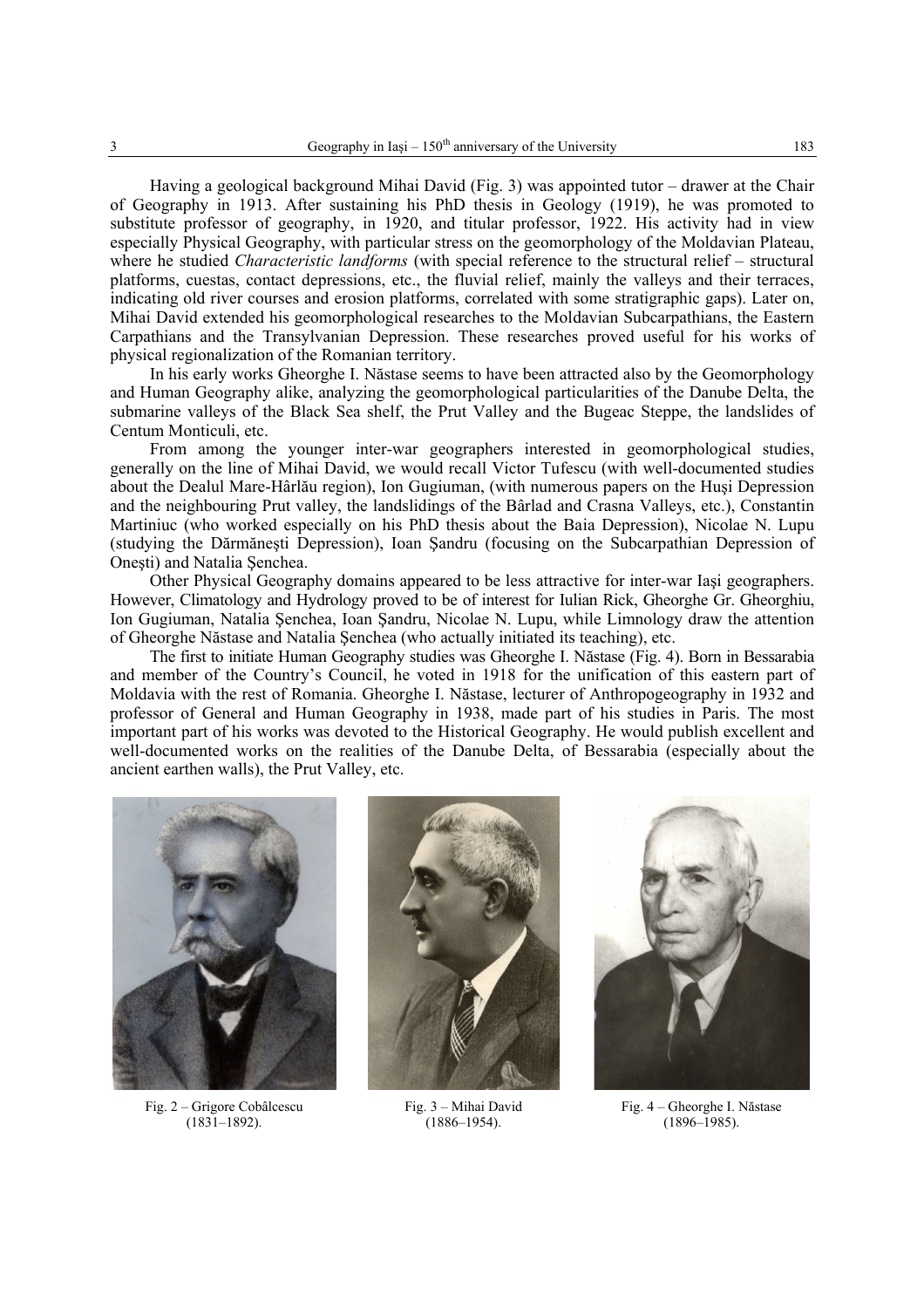Having a geological background Mihai David (Fig. 3) was appointed tutor – drawer at the Chair of Geography in 1913. After sustaining his PhD thesis in Geology (1919), he was promoted to substitute professor of geography, in 1920, and titular professor, 1922. His activity had in view especially Physical Geography, with particular stress on the geomorphology of the Moldavian Plateau, where he studied *Characteristic landforms* (with special reference to the structural relief – structural platforms, cuestas, contact depressions, etc., the fluvial relief, mainly the valleys and their terraces, indicating old river courses and erosion platforms, correlated with some stratigraphic gaps). Later on, Mihai David extended his geomorphological researches to the Moldavian Subcarpathians, the Eastern Carpathians and the Transylvanian Depression. These researches proved useful for his works of physical regionalization of the Romanian territory.

In his early works Gheorghe I. Năstase seems to have been attracted also by the Geomorphology and Human Geography alike, analyzing the geomorphological particularities of the Danube Delta, the submarine valleys of the Black Sea shelf, the Prut Valley and the Bugeac Steppe, the landslides of Centum Monticuli, etc.

From among the younger inter-war geographers interested in geomorphological studies, generally on the line of Mihai David, we would recall Victor Tufescu (with well-documented studies about the Dealul Mare-Hârlău region), Ion Gugiuman, (with numerous papers on the Huşi Depression and the neighbouring Prut valley, the landslidings of the Bârlad and Crasna Valleys, etc.), Constantin Martiniuc (who worked especially on his PhD thesis about the Baia Depression), Nicolae N. Lupu (studying the Dărmăneşti Depression), Ioan Şandru (focusing on the Subcarpathian Depression of Oneşti) and Natalia Şenchea.

Other Physical Geography domains appeared to be less attractive for inter-war Iaşi geographers. However, Climatology and Hydrology proved to be of interest for Iulian Rick, Gheorghe Gr. Gheorghiu, Ion Gugiuman, Natalia Şenchea, Ioan Şandru, Nicolae N. Lupu, while Limnology draw the attention of Gheorghe Năstase and Natalia Şenchea (who actually initiated its teaching), etc.

The first to initiate Human Geography studies was Gheorghe I. Năstase (Fig. 4). Born in Bessarabia and member of the Country's Council, he voted in 1918 for the unification of this eastern part of Moldavia with the rest of Romania. Gheorghe I. Năstase, lecturer of Anthropogeography in 1932 and professor of General and Human Geography in 1938, made part of his studies in Paris. The most important part of his works was devoted to the Historical Geography. He would publish excellent and well-documented works on the realities of the Danube Delta, of Bessarabia (especially about the ancient earthen walls), the Prut Valley, etc.

Fig. 2 – Grigore Cobâlcescu (1831–1892).

Fig. 3 – Mihai David (1886–1954).

Fig. 4 – Gheorghe I. Năstase (1896–1985).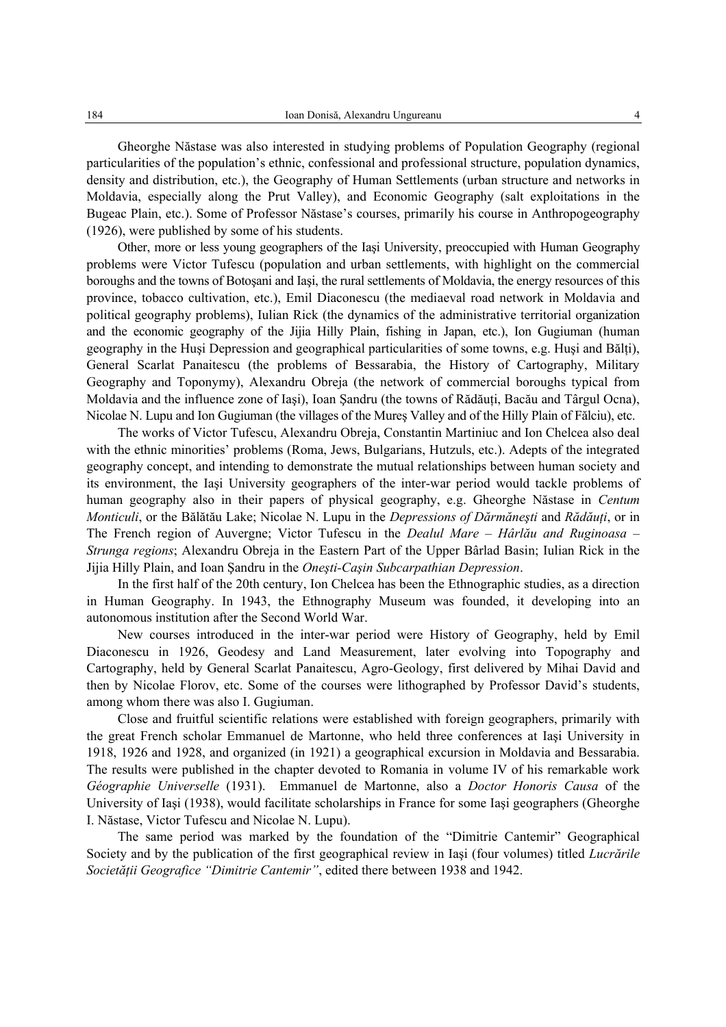Gheorghe Năstase was also interested in studying problems of Population Geography (regional particularities of the population's ethnic, confessional and professional structure, population dynamics, density and distribution, etc.), the Geography of Human Settlements (urban structure and networks in Moldavia, especially along the Prut Valley), and Economic Geography (salt exploitations in the Bugeac Plain, etc.). Some of Professor Năstase's courses, primarily his course in Anthropogeography (1926), were published by some of his students.

Other, more or less young geographers of the Iaşi University, preoccupied with Human Geography problems were Victor Tufescu (population and urban settlements, with highlight on the commercial boroughs and the towns of Botoşani and Iaşi, the rural settlements of Moldavia, the energy resources of this province, tobacco cultivation, etc.), Emil Diaconescu (the mediaeval road network in Moldavia and political geography problems), Iulian Rick (the dynamics of the administrative territorial organization and the economic geography of the Jijia Hilly Plain, fishing in Japan, etc.), Ion Gugiuman (human geography in the Huşi Depression and geographical particularities of some towns, e.g. Huşi and Bălți), General Scarlat Panaitescu (the problems of Bessarabia, the History of Cartography, Military Geography and Toponymy), Alexandru Obreja (the network of commercial boroughs typical from Moldavia and the influence zone of Iaşi), Ioan Şandru (the towns of Rădăuți, Bacău and Târgul Ocna), Nicolae N. Lupu and Ion Gugiuman (the villages of the Mureş Valley and of the Hilly Plain of Fălciu), etc.

The works of Victor Tufescu, Alexandru Obreja, Constantin Martiniuc and Ion Chelcea also deal with the ethnic minorities' problems (Roma, Jews, Bulgarians, Hutzuls, etc.). Adepts of the integrated geography concept, and intending to demonstrate the mutual relationships between human society and its environment, the Iaşi University geographers of the inter-war period would tackle problems of human geography also in their papers of physical geography, e.g. Gheorghe Năstase in *Centum Monticuli*, or the Bălătău Lake; Nicolae N. Lupu in the *Depressions of Dărmăneşti* and *Rădăuți*, or in The French region of Auvergne; Victor Tufescu in the *Dealul Mare – Hârlău and Ruginoasa – Strunga regions*; Alexandru Obreja in the Eastern Part of the Upper Bârlad Basin; Iulian Rick in the Jijia Hilly Plain, and Ioan Şandru in the *Oneşti-Caşin Subcarpathian Depression*.

In the first half of the 20th century, Ion Chelcea has been the Ethnographic studies, as a direction in Human Geography. In 1943, the Ethnography Museum was founded, it developing into an autonomous institution after the Second World War.

New courses introduced in the inter-war period were History of Geography, held by Emil Diaconescu in 1926, Geodesy and Land Measurement, later evolving into Topography and Cartography, held by General Scarlat Panaitescu, Agro-Geology, first delivered by Mihai David and then by Nicolae Florov, etc. Some of the courses were lithographed by Professor David's students, among whom there was also I. Gugiuman.

Close and fruitful scientific relations were established with foreign geographers, primarily with the great French scholar Emmanuel de Martonne, who held three conferences at Iaşi University in 1918, 1926 and 1928, and organized (in 1921) a geographical excursion in Moldavia and Bessarabia. The results were published in the chapter devoted to Romania in volume IV of his remarkable work *Géographie Universelle* (1931). Emmanuel de Martonne, also a *Doctor Honoris Causa* of the University of Iaşi (1938), would facilitate scholarships in France for some Iaşi geographers (Gheorghe I. Năstase, Victor Tufescu and Nicolae N. Lupu).

The same period was marked by the foundation of the "Dimitrie Cantemir" Geographical Society and by the publication of the first geographical review in Iaşi (four volumes) titled *Lucrările Societății Geografice "Dimitrie Cantemir"*, edited there between 1938 and 1942.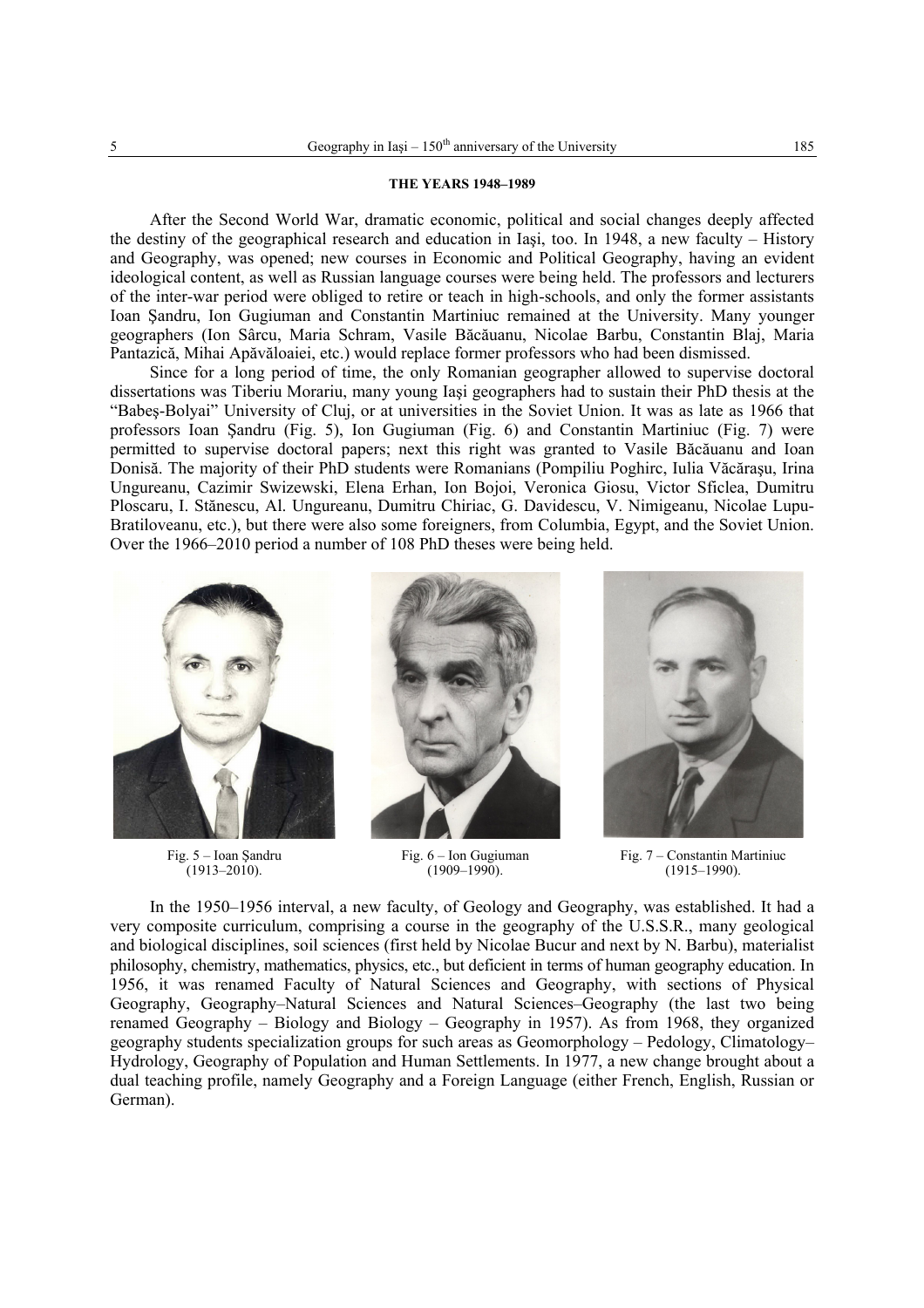### THE YEARS 1948–1989

After the Second World War, dramatic economic, political and social changes deeply affected the destiny of the geographical research and education in Iaşi, too. In 1948, a new faculty – History and Geography, was opened; new courses in Economic and Political Geography, having an evident ideological content, as well as Russian language courses were being held. The professors and lecturers of the inter-war period were obliged to retire or teach in high-schools, and only the former assistants Ioan Şandru, Ion Gugiuman and Constantin Martiniuc remained at the University. Many younger geographers (Ion Sârcu, Maria Schram, Vasile Băcăuanu, Nicolae Barbu, Constantin Blaj, Maria Pantazică, Mihai Apăvăloaiei, etc.) would replace former professors who had been dismissed.

Since for a long period of time, the only Romanian geographer allowed to supervise doctoral dissertations was Tiberiu Morariu, many young Iaşi geographers had to sustain their PhD thesis at the "Babeş-Bolyai" University of Cluj, or at universities in the Soviet Union. It was as late as 1966 that professors Ioan Şandru (Fig. 5), Ion Gugiuman (Fig. 6) and Constantin Martiniuc (Fig. 7) were permitted to supervise doctoral papers; next this right was granted to Vasile Băcăuanu and Ioan Donisă. The majority of their PhD students were Romanians (Pompiliu Poghirc, Iulia Văcăraşu, Irina Ungureanu, Cazimir Swizewski, Elena Erhan, Ion Bojoi, Veronica Giosu, Victor Sficlea, Dumitru Ploscaru, I. Stănescu, Al. Ungureanu, Dumitru Chiriac, G. Davidescu, V. Nimigeanu, Nicolae Lupu-Bratiloveanu, etc.), but there were also some foreigners, from Columbia, Egypt, and the Soviet Union. Over the 1966–2010 period a number of 108 PhD theses were being held.

Fig. 5 – Ioan Şandru (1913–2010).

Fig. 6 – Ion Gugiuman (1909–1990).

Fig. 7 – Constantin Martiniuc (1915–1990).

In the 1950–1956 interval, a new faculty, of Geology and Geography, was established. It had a very composite curriculum, comprising a course in the geography of the U.S.S.R., many geological and biological disciplines, soil sciences (first held by Nicolae Bucur and next by N. Barbu), materialist philosophy, chemistry, mathematics, physics, etc., but deficient in terms of human geography education. In 1956, it was renamed Faculty of Natural Sciences and Geography, with sections of Physical Geography, Geography–Natural Sciences and Natural Sciences–Geography (the last two being renamed Geography – Biology and Biology – Geography in 1957). As from 1968, they organized geography students specialization groups for such areas as Geomorphology – Pedology, Climatology–Hydrology, Geography of Population and Human Settlements. In 1977, a new change brought about a dual teaching profile, namely Geography and a Foreign Language (either French, English, Russian or German).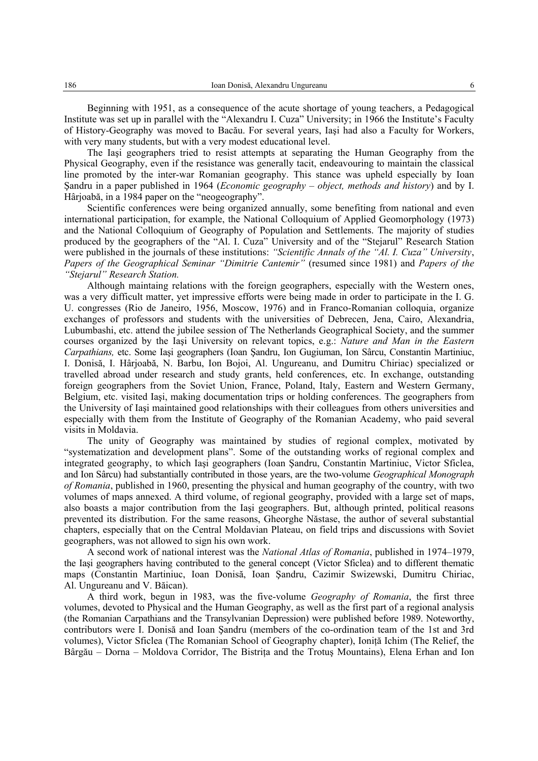Beginning with 1951, as a consequence of the acute shortage of young teachers, a Pedagogical Institute was set up in parallel with the "Alexandru I. Cuza" University; in 1966 the Institute's Faculty of History-Geography was moved to Bacău. For several years, Iaşi had also a Faculty for Workers, with very many students, but with a very modest educational level.

The Iaşi geographers tried to resist attempts at separating the Human Geography from the Physical Geography, even if the resistance was generally tacit, endeavouring to maintain the classical line promoted by the inter-war Romanian geography. This stance was upheld especially by Ioan Şandru in a paper published in 1964 (*Economic geography – object, methods and history*) and by I. Hârjoabă, in a 1984 paper on the "neogeography".

Scientific conferences were being organized annually, some benefiting from national and even international participation, for example, the National Colloquium of Applied Geomorphology (1973) and the National Colloquium of Geography of Population and Settlements. The majority of studies produced by the geographers of the "Al. I. Cuza" University and of the "Stejarul" Research Station were published in the journals of these institutions: *"Scientific Annals of the "Al. I. Cuza" University*, *Papers of the Geographical Seminar "Dimitrie Cantemir"* (resumed since 1981) and *Papers of the "Stejarul" Research Station.*

Although maintaing relations with the foreign geographers, especially with the Western ones, was a very difficult matter, yet impressive efforts were being made in order to participate in the I. G. U. congresses (Rio de Janeiro, 1956, Moscow, 1976) and in Franco-Romanian colloquia, organize exchanges of professors and students with the universities of Debrecen, Jena, Cairo, Alexandria, Lubumbashi, etc. attend the jubilee session of The Netherlands Geographical Society, and the summer courses organized by the Iaşi University on relevant topics, e.g.: *Nature and Man in the Eastern Carpathians,* etc. Some Iaşi geographers (Ioan Şandru, Ion Gugiuman, Ion Sârcu, Constantin Martiniuc, I. Donisă, I. Hârjoabă, N. Barbu, Ion Bojoi, Al. Ungureanu, and Dumitru Chiriac) specialized or travelled abroad under research and study grants, held conferences, etc. In exchange, outstanding foreign geographers from the Soviet Union, France, Poland, Italy, Eastern and Western Germany, Belgium, etc. visited Iaşi, making documentation trips or holding conferences. The geographers from the University of Iaşi maintained good relationships with their colleagues from others universities and especially with them from the Institute of Geography of the Romanian Academy, who paid several visits in Moldavia.

The unity of Geography was maintained by studies of regional complex, motivated by "systematization and development plans". Some of the outstanding works of regional complex and integrated geography, to which Iaşi geographers (Ioan Şandru, Constantin Martiniuc, Victor Sficlea, and Ion Sârcu) had substantially contributed in those years, are the two-volume *Geographical Monograph of Romania*, published in 1960, presenting the physical and human geography of the country, with two volumes of maps annexed. A third volume, of regional geography, provided with a large set of maps, also boasts a major contribution from the Iaşi geographers. But, although printed, political reasons prevented its distribution. For the same reasons, Gheorghe Năstase, the author of several substantial chapters, especially that on the Central Moldavian Plateau, on field trips and discussions with Soviet geographers, was not allowed to sign his own work.

A second work of national interest was the *National Atlas of Romania*, published in 1974–1979, the Iaşi geographers having contributed to the general concept (Victor Sficlea) and to different thematic maps (Constantin Martiniuc, Ioan Donisă, Ioan Şandru, Cazimir Swizewski, Dumitru Chiriac, Al. Ungureanu and V. Băican).

A third work, begun in 1983, was the five-volume *Geography of Romania*, the first three volumes, devoted to Physical and the Human Geography, as well as the first part of a regional analysis (the Romanian Carpathians and the Transylvanian Depression) were published before 1989. Noteworthy, contributors were I. Donisă and Ioan Şandru (members of the co-ordination team of the 1st and 3rd volumes), Victor Sficlea (The Romanian School of Geography chapter), Ioniţă Ichim (The Relief, the Bârgău – Dorna – Moldova Corridor, The Bistriţa and the Trotuş Mountains), Elena Erhan and Ion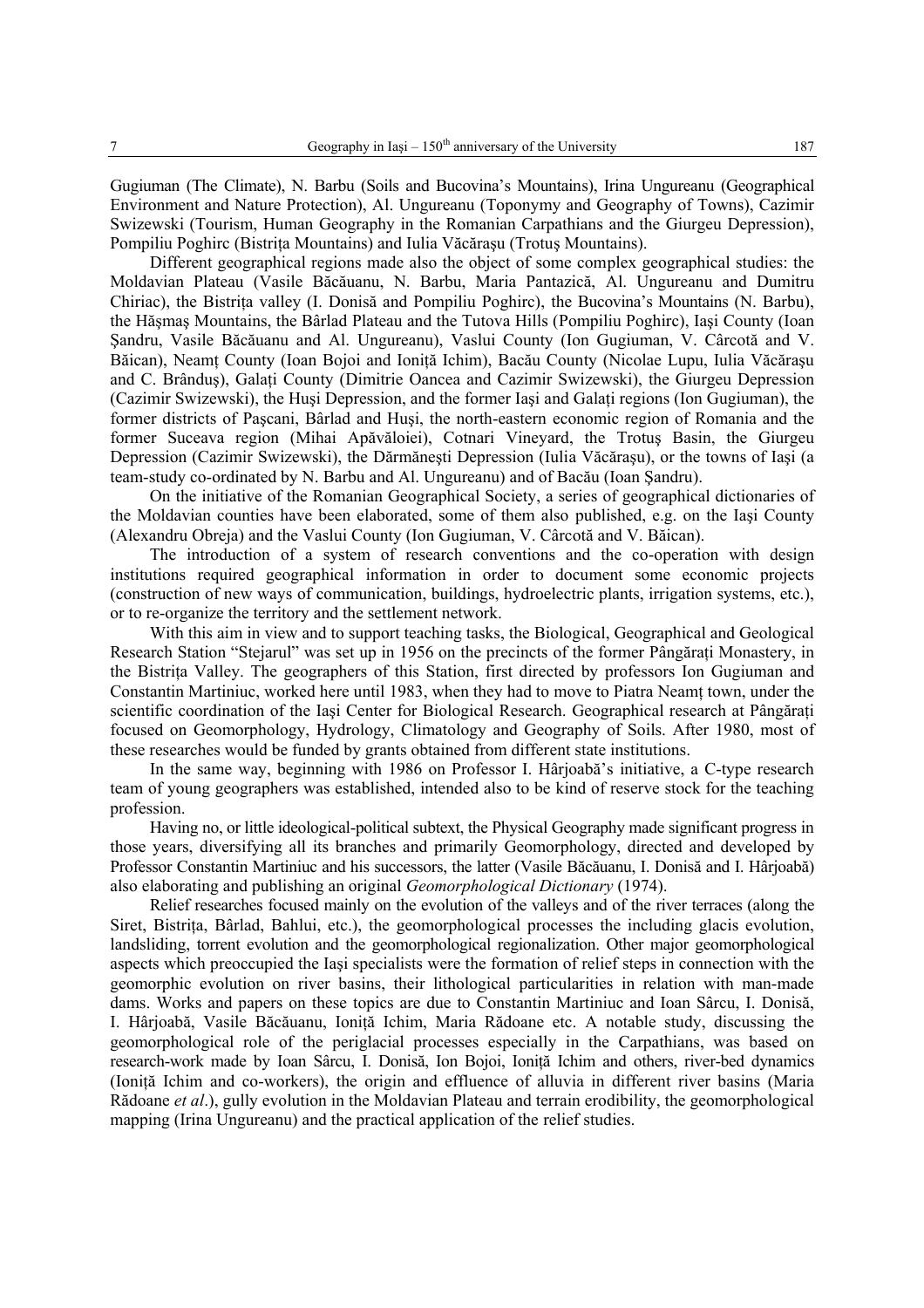Gugiuman (The Climate), N. Barbu (Soils and Bucovina's Mountains), Irina Ungureanu (Geographical Environment and Nature Protection), Al. Ungureanu (Toponymy and Geography of Towns), Cazimir Swizewski (Tourism, Human Geography in the Romanian Carpathians and the Giurgeu Depression), Pompiliu Poghirc (Bistrița Mountains) and Iulia Văcărașu (Trotuș Mountains).

Different geographical regions made also the object of some complex geographical studies: the Moldavian Plateau (Vasile Băcăuanu, N. Barbu, Maria Pantazică, Al. Ungureanu and Dumitru Chiriac), the Bistrița valley (I. Donisă and Pompiliu Poghirc), the Bucovina's Mountains (N. Barbu), the Hășmaș Mountains, the Bârlad Plateau and the Tutova Hills (Pompiliu Poghirc), Iași County (Ioan Șandru, Vasile Băcăuanu and Al. Ungureanu), Vaslui County (Ion Gugiuman, V. Cârcotă and V. Băican), Neamț County (Ioan Bojoi and Ioniță Ichim), Bacău County (Nicolae Lupu, Iulia Văcărașu and C. Brânduș), Galați County (Dimitrie Oancea and Cazimir Swizewski), the Giurgeu Depression (Cazimir Swizewski), the Huși Depression, and the former Iași and Galați regions (Ion Gugiuman), the former districts of Pașcani, Bârlad and Huși, the north-eastern economic region of Romania and the former Suceava region (Mihai Apăvăloiei), Cotnari Vineyard, the Trotuș Basin, the Giurgeu Depression (Cazimir Swizewski), the Dărmănești Depression (Iulia Văcărașu), or the towns of Iași (a team-study co-ordinated by N. Barbu and Al. Ungureanu) and of Bacău (Ioan Șandru).

On the initiative of the Romanian Geographical Society, a series of geographical dictionaries of the Moldavian counties have been elaborated, some of them also published, e.g. on the Iași County (Alexandru Obreja) and the Vaslui County (Ion Gugiuman, V. Cârcotă and V. Băican).

The introduction of a system of research conventions and the co-operation with design institutions required geographical information in order to document some economic projects (construction of new ways of communication, buildings, hydroelectric plants, irrigation systems, etc.), or to re-organize the territory and the settlement network.

With this aim in view and to support teaching tasks, the Biological, Geographical and Geological Research Station "Stejarul" was set up in 1956 on the precincts of the former Pângărați Monastery, in the Bistrița Valley. The geographers of this Station, first directed by professors Ion Gugiuman and Constantin Martiniuc, worked here until 1983, when they had to move to Piatra Neamț town, under the scientific coordination of the Iași Center for Biological Research. Geographical research at Pângărați focused on Geomorphology, Hydrology, Climatology and Geography of Soils. After 1980, most of these researches would be funded by grants obtained from different state institutions.

In the same way, beginning with 1986 on Professor I. Hârjoabă's initiative, a C-type research team of young geographers was established, intended also to be kind of reserve stock for the teaching profession.

Having no, or little ideological-political subtext, the Physical Geography made significant progress in those years, diversifying all its branches and primarily Geomorphology, directed and developed by Professor Constantin Martiniuc and his successors, the latter (Vasile Băcăuanu, I. Donisă and I. Hârjoabă) also elaborating and publishing an original *Geomorphological Dictionary* (1974).

Relief researches focused mainly on the evolution of the valleys and of the river terraces (along the Siret, Bistrița, Bârlad, Bahlui, etc.), the geomorphological processes the including glacis evolution, landsliding, torrent evolution and the geomorphological regionalization. Other major geomorphological aspects which preoccupied the Iași specialists were the formation of relief steps in connection with the geomorphic evolution on river basins, their lithological particularities in relation with man-made dams. Works and papers on these topics are due to Constantin Martiniuc and Ioan Sârcu, I. Donisă, I. Hârjoabă, Vasile Băcăuanu, Ioniță Ichim, Maria Rădoane etc. A notable study, discussing the geomorphological role of the periglacial processes especially in the Carpathians, was based on research-work made by Ioan Sârcu, I. Donisă, Ion Bojoi, Ioniță Ichim and others, river-bed dynamics (Ioniță Ichim and co-workers), the origin and effluence of alluvia in different river basins (Maria Rădoane *et al*.), gully evolution in the Moldavian Plateau and terrain erodibility, the geomorphological mapping (Irina Ungureanu) and the practical application of the relief studies.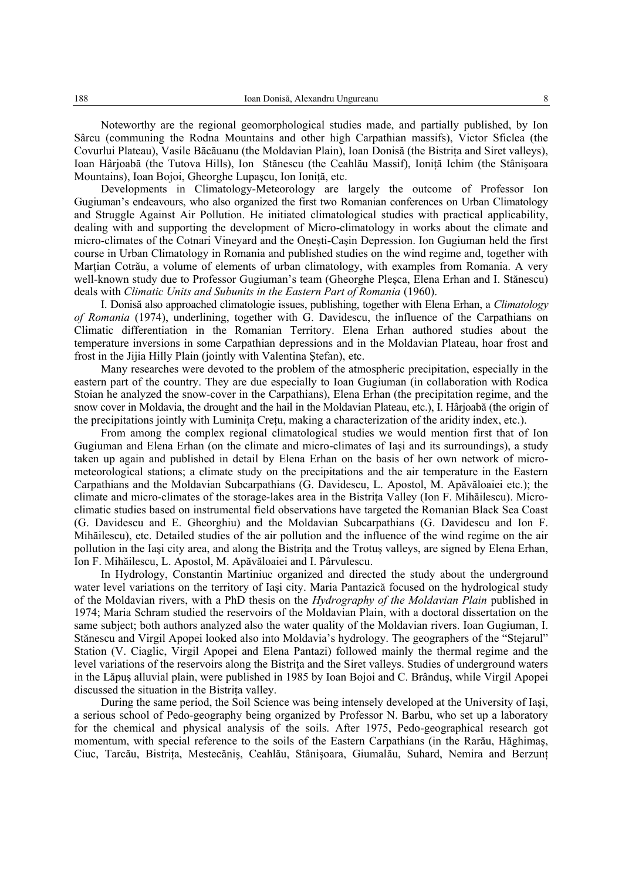Noteworthy are the regional geomorphological studies made, and partially published, by Ion Sârcu (communing the Rodna Mountains and other high Carpathian massifs), Victor Sficlea (the Covurlui Plateau), Vasile Băcăuanu (the Moldavian Plain), Ioan Donisă (the Bistriţa and Siret valleys), Ioan Hârjoabă (the Tutova Hills), Ion Stănescu (the Ceahlău Massif), Ioniţă Ichim (the Stânişoara Mountains), Ioan Bojoi, Gheorghe Lupaşcu, Ion Ioniţă, etc.

Developments in Climatology-Meteorology are largely the outcome of Professor Ion Gugiuman's endeavours, who also organized the first two Romanian conferences on Urban Climatology and Struggle Against Air Pollution. He initiated climatological studies with practical applicability, dealing with and supporting the development of Micro-climatology in works about the climate and micro-climates of the Cotnari Vineyard and the Oneşti-Caşin Depression. Ion Gugiuman held the first course in Urban Climatology in Romania and published studies on the wind regime and, together with Marţian Cotrău, a volume of elements of urban climatology, with examples from Romania. A very well-known study due to Professor Gugiuman's team (Gheorghe Pleşca, Elena Erhan and I. Stănescu) deals with *Climatic Units and Subunits in the Eastern Part of Romania* (1960).

I. Donisă also approached climatologie issues, publishing, together with Elena Erhan, a *Climatology of Romania* (1974), underlining, together with G. Davidescu, the influence of the Carpathians on Climatic differentiation in the Romanian Territory. Elena Erhan authored studies about the temperature inversions in some Carpathian depressions and in the Moldavian Plateau, hoar frost and frost in the Jijia Hilly Plain (jointly with Valentina Ştefan), etc.

Many researches were devoted to the problem of the atmospheric precipitation, especially in the eastern part of the country. They are due especially to Ioan Gugiuman (in collaboration with Rodica Stoian he analyzed the snow-cover in the Carpathians), Elena Erhan (the precipitation regime, and the snow cover in Moldavia, the drought and the hail in the Moldavian Plateau, etc.), I. Hârjoabă (the origin of the precipitations jointly with Luminiţa Creţu, making a characterization of the aridity index, etc.).

From among the complex regional climatological studies we would mention first that of Ion Gugiuman and Elena Erhan (on the climate and micro-climates of Iaşi and its surroundings), a study taken up again and published in detail by Elena Erhan on the basis of her own network of micro-meteorological stations; a climate study on the precipitations and the air temperature in the Eastern Carpathians and the Moldavian Subcarpathians (G. Davidescu, L. Apostol, M. Apăvăloaiei etc.); the climate and micro-climates of the storage-lakes area in the Bistriţa Valley (Ion F. Mihăilescu). Micro-climatic studies based on instrumental field observations have targeted the Romanian Black Sea Coast (G. Davidescu and E. Gheorghiu) and the Moldavian Subcarpathians (G. Davidescu and Ion F. Mihăilescu), etc. Detailed studies of the air pollution and the influence of the wind regime on the air pollution in the Iaşi city area, and along the Bistriţa and the Trotuş valleys, are signed by Elena Erhan, Ion F. Mihăilescu, L. Apostol, M. Apăvăloaiei and I. Pârvulescu.

In Hydrology, Constantin Martiniuc organized and directed the study about the underground water level variations on the territory of Iaşi city. Maria Pantazică focused on the hydrological study of the Moldavian rivers, with a PhD thesis on the *Hydrography of the Moldavian Plain* published in 1974; Maria Schram studied the reservoirs of the Moldavian Plain, with a doctoral dissertation on the same subject; both authors analyzed also the water quality of the Moldavian rivers. Ioan Gugiuman, I. Stănescu and Virgil Apopei looked also into Moldavia's hydrology. The geographers of the "Stejarul" Station (V. Ciaglic, Virgil Apopei and Elena Pantazi) followed mainly the thermal regime and the level variations of the reservoirs along the Bistriţa and the Siret valleys. Studies of underground waters in the Lăpuş alluvial plain, were published in 1985 by Ioan Bojoi and C. Brânduş, while Virgil Apopei discussed the situation in the Bistriţa valley.

During the same period, the Soil Science was being intensely developed at the University of Iaşi, a serious school of Pedo-geography being organized by Professor N. Barbu, who set up a laboratory for the chemical and physical analysis of the soils. After 1975, Pedo-geographical research got momentum, with special reference to the soils of the Eastern Carpathians (in the Rarău, Hăghimaş, Ciuc, Tarcău, Bistriţa, Mestecăniş, Ceahlău, Stânişoara, Giumalău, Suhard, Nemira and Berzunţ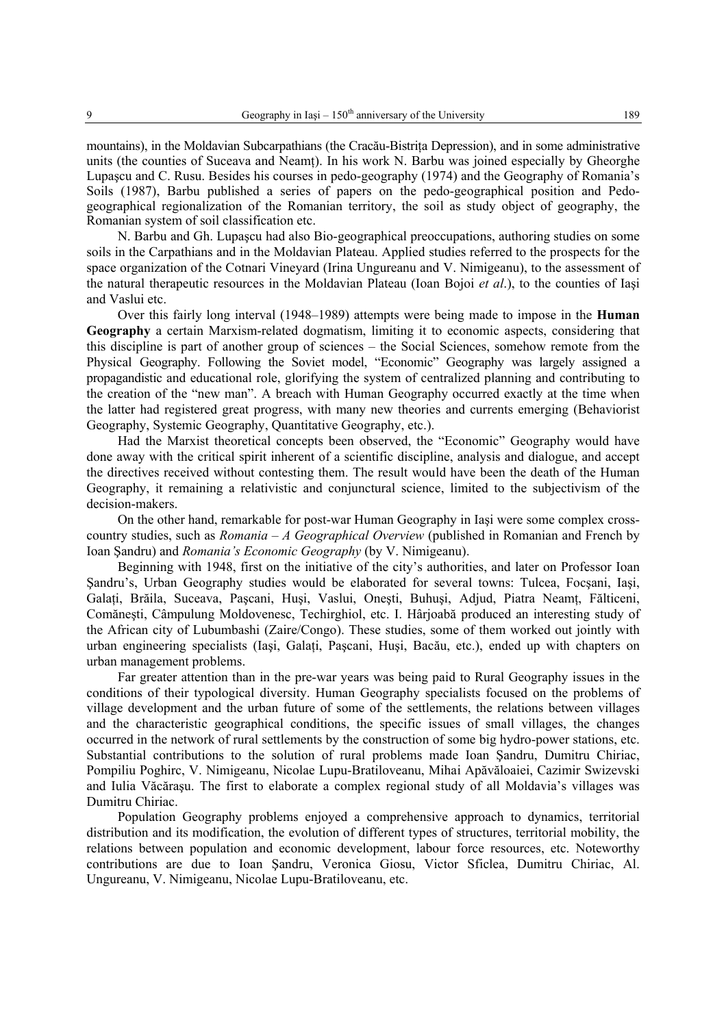mountains), in the Moldavian Subcarpathians (the Cracău-Bistriţa Depression), and in some administrative units (the counties of Suceava and Neamţ). In his work N. Barbu was joined especially by Gheorghe Lupaşcu and C. Rusu. Besides his courses in pedo-geography (1974) and the Geography of Romania's Soils (1987), Barbu published a series of papers on the pedo-geographical position and Pedo-geographical regionalization of the Romanian territory, the soil as study object of geography, the Romanian system of soil classification etc.

N. Barbu and Gh. Lupaşcu had also Bio-geographical preoccupations, authoring studies on some soils in the Carpathians and in the Moldavian Plateau. Applied studies referred to the prospects for the space organization of the Cotnari Vineyard (Irina Ungureanu and V. Nimigeanu), to the assessment of the natural therapeutic resources in the Moldavian Plateau (Ioan Bojoi *et al*.), to the counties of Iaşi and Vaslui etc.

Over this fairly long interval (1948–1989) attempts were being made to impose in the **Human Geography** a certain Marxism-related dogmatism, limiting it to economic aspects, considering that this discipline is part of another group of sciences – the Social Sciences, somehow remote from the Physical Geography. Following the Soviet model, "Economic" Geography was largely assigned a propagandistic and educational role, glorifying the system of centralized planning and contributing to the creation of the "new man". A breach with Human Geography occurred exactly at the time when the latter had registered great progress, with many new theories and currents emerging (Behaviorist Geography, Systemic Geography, Quantitative Geography, etc.).

Had the Marxist theoretical concepts been observed, the "Economic" Geography would have done away with the critical spirit inherent of a scientific discipline, analysis and dialogue, and accept the directives received without contesting them. The result would have been the death of the Human Geography, it remaining a relativistic and conjunctural science, limited to the subjectivism of the decision-makers.

On the other hand, remarkable for post-war Human Geography in Iaşi were some complex cross-country studies, such as *Romania – A Geographical Overview* (published in Romanian and French by Ioan Şandru) and *Romania's Economic Geography* (by V. Nimigeanu).

Beginning with 1948, first on the initiative of the city's authorities, and later on Professor Ioan Şandru's, Urban Geography studies would be elaborated for several towns: Tulcea, Focşani, Iaşi, Galaţi, Brăila, Suceava, Paşcani, Huşi, Vaslui, Oneşti, Buhuşi, Adjud, Piatra Neamţ, Fălticeni, Comăneşti, Câmpulung Moldovenesc, Techirghiol, etc. I. Hârjoabă produced an interesting study of the African city of Lubumbashi (Zaire/Congo). These studies, some of them worked out jointly with urban engineering specialists (Iaşi, Galaţi, Paşcani, Huşi, Bacău, etc.), ended up with chapters on urban management problems.

Far greater attention than in the pre-war years was being paid to Rural Geography issues in the conditions of their typological diversity. Human Geography specialists focused on the problems of village development and the urban future of some of the settlements, the relations between villages and the characteristic geographical conditions, the specific issues of small villages, the changes occurred in the network of rural settlements by the construction of some big hydro-power stations, etc. Substantial contributions to the solution of rural problems made Ioan Şandru, Dumitru Chiriac, Pompiliu Poghirc, V. Nimigeanu, Nicolae Lupu-Bratiloveanu, Mihai Apăvăloaiei, Cazimir Swizevski and Iulia Văcăraşu. The first to elaborate a complex regional study of all Moldavia's villages was Dumitru Chiriac.

Population Geography problems enjoyed a comprehensive approach to dynamics, territorial distribution and its modification, the evolution of different types of structures, territorial mobility, the relations between population and economic development, labour force resources, etc. Noteworthy contributions are due to Ioan Şandru, Veronica Giosu, Victor Sficlea, Dumitru Chiriac, Al. Ungureanu, V. Nimigeanu, Nicolae Lupu-Bratiloveanu, etc.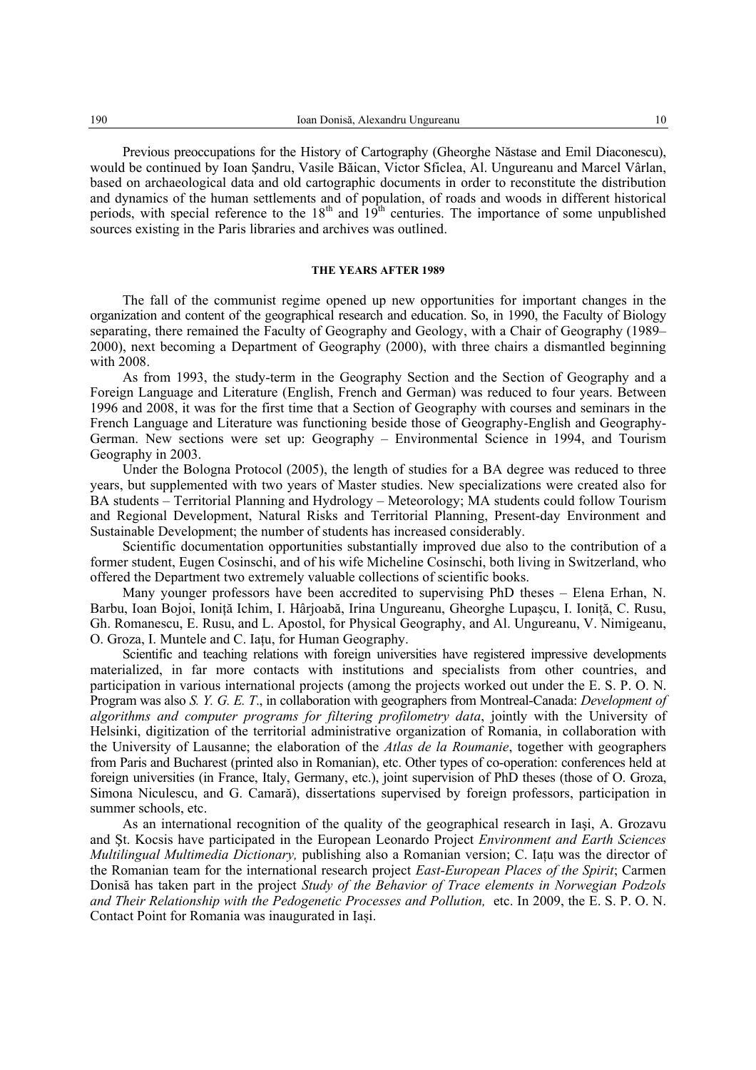Previous preoccupations for the History of Cartography (Gheorghe Năstase and Emil Diaconescu), would be continued by Ioan Şandru, Vasile Băican, Victor Sficlea, Al. Ungureanu and Marcel Vârlan, based on archaeological data and old cartographic documents in order to reconstitute the distribution and dynamics of the human settlements and of population, of roads and woods in different historical periods, with special reference to the 18th and 19th centuries. The importance of some unpublished sources existing in the Paris libraries and archives was outlined.

## THE YEARS AFTER 1989

The fall of the communist regime opened up new opportunities for important changes in the organization and content of the geographical research and education. So, in 1990, the Faculty of Biology separating, there remained the Faculty of Geography and Geology, with a Chair of Geography (1989–2000), next becoming a Department of Geography (2000), with three chairs a dismantled beginning with 2008.

As from 1993, the study-term in the Geography Section and the Section of Geography and a Foreign Language and Literature (English, French and German) was reduced to four years. Between 1996 and 2008, it was for the first time that a Section of Geography with courses and seminars in the French Language and Literature was functioning beside those of Geography-English and Geography-German. New sections were set up: Geography – Environmental Science in 1994, and Tourism Geography in 2003.

Under the Bologna Protocol (2005), the length of studies for a BA degree was reduced to three years, but supplemented with two years of Master studies. New specializations were created also for BA students – Territorial Planning and Hydrology – Meteorology; MA students could follow Tourism and Regional Development, Natural Risks and Territorial Planning, Present-day Environment and Sustainable Development; the number of students has increased considerably.

Scientific documentation opportunities substantially improved due also to the contribution of a former student, Eugen Cosinschi, and of his wife Micheline Cosinschi, both living in Switzerland, who offered the Department two extremely valuable collections of scientific books.

Many younger professors have been accredited to supervising PhD theses – Elena Erhan, N. Barbu, Ioan Bojoi, Ioniță Ichim, I. Hârjoabă, Irina Ungureanu, Gheorghe Lupaşcu, I. Ioniță, C. Rusu, Gh. Romanescu, E. Rusu, and L. Apostol, for Physical Geography, and Al. Ungureanu, V. Nimigeanu, O. Groza, I. Muntele and C. Iațu, for Human Geography.

Scientific and teaching relations with foreign universities have registered impressive developments materialized, in far more contacts with institutions and specialists from other countries, and participation in various international projects (among the projects worked out under the E. S. P. O. N. Program was also *S. Y. G. E. T*., in collaboration with geographers from Montreal-Canada: *Development of algorithms and computer programs for filtering profilometry data*, jointly with the University of Helsinki, digitization of the territorial administrative organization of Romania, in collaboration with the University of Lausanne; the elaboration of the *Atlas de la Roumanie*, together with geographers from Paris and Bucharest (printed also in Romanian), etc. Other types of co-operation: conferences held at foreign universities (in France, Italy, Germany, etc.), joint supervision of PhD theses (those of O. Groza, Simona Niculescu, and G. Camară), dissertations supervised by foreign professors, participation in summer schools, etc.

As an international recognition of the quality of the geographical research in Iaşi, A. Grozavu and Şt. Kocsis have participated in the European Leonardo Project *Environment and Earth Sciences Multilingual Multimedia Dictionary,* publishing also a Romanian version; C. Iațu was the director of the Romanian team for the international research project *East-European Places of the Spirit*; Carmen Donisă has taken part in the project *Study of the Behavior of Trace elements in Norwegian Podzols and Their Relationship with the Pedogenetic Processes and Pollution,* etc. In 2009, the E. S. P. O. N. Contact Point for Romania was inaugurated in Iași.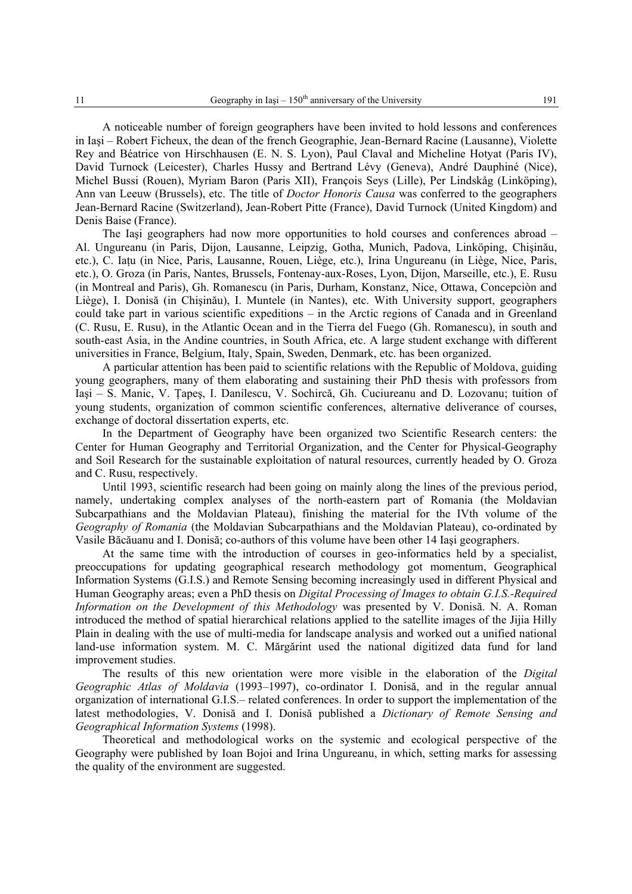A noticeable number of foreign geographers have been invited to hold lessons and conferences in Iaşi – Robert Ficheux, the dean of the french Geographie, Jean-Bernard Racine (Lausanne), Violette Rey and Béatrice von Hirschhausen (E. N. S. Lyon), Paul Claval and Micheline Hotyat (Paris IV), David Turnock (Leicester), Charles Hussy and Bertrand Lévy (Geneva), André Dauphiné (Nice), Michel Bussi (Rouen), Myriam Baron (Paris XII), François Seys (Lille), Per Lindskåg (Linköping), Ann van Leeuw (Brussels), etc. The title of *Doctor Honoris Causa* was conferred to the geographers Jean-Bernard Racine (Switzerland), Jean-Robert Pitte (France), David Turnock (United Kingdom) and Denis Baise (France).

The Iaşi geographers had now more opportunities to hold courses and conferences abroad – Al. Ungureanu (in Paris, Dijon, Lausanne, Leipzig, Gotha, Munich, Padova, Linköping, Chişinău, etc.), C. Iațu (in Nice, Paris, Lausanne, Rouen, Liège, etc.), Irina Ungureanu (in Liège, Nice, Paris, etc.), O. Groza (in Paris, Nantes, Brussels, Fontenay-aux-Roses, Lyon, Dijon, Marseille, etc.), E. Rusu (in Montreal and Paris), Gh. Romanescu (in Paris, Durham, Konstanz, Nice, Ottawa, Concepciòn and Liège), I. Donisă (in Chişinău), I. Muntele (in Nantes), etc. With University support, geographers could take part in various scientific expeditions – in the Arctic regions of Canada and in Greenland (C. Rusu, E. Rusu), in the Atlantic Ocean and in the Tierra del Fuego (Gh. Romanescu), in south and south-east Asia, in the Andine countries, in South Africa, etc. A large student exchange with different universities in France, Belgium, Italy, Spain, Sweden, Denmark, etc. has been organized.

A particular attention has been paid to scientific relations with the Republic of Moldova, guiding young geographers, many of them elaborating and sustaining their PhD thesis with professors from Iaşi – S. Manic, V. Țapeş, I. Danilescu, V. Sochircă, Gh. Cuciureanu and D. Lozovanu; tuition of young students, organization of common scientific conferences, alternative deliverance of courses, exchange of doctoral dissertation experts, etc.

In the Department of Geography have been organized two Scientific Research centers: the Center for Human Geography and Territorial Organization, and the Center for Physical-Geography and Soil Research for the sustainable exploitation of natural resources, currently headed by O. Groza and C. Rusu, respectively.

Until 1993, scientific research had been going on mainly along the lines of the previous period, namely, undertaking complex analyses of the north-eastern part of Romania (the Moldavian Subcarpathians and the Moldavian Plateau), finishing the material for the IVth volume of the *Geography of Romania* (the Moldavian Subcarpathians and the Moldavian Plateau), co-ordinated by Vasile Băcăuanu and I. Donisă; co-authors of this volume have been other 14 Iaşi geographers.

At the same time with the introduction of courses in geo-informatics held by a specialist, preoccupations for updating geographical research methodology got momentum, Geographical Information Systems (G.I.S.) and Remote Sensing becoming increasingly used in different Physical and Human Geography areas; even a PhD thesis on *Digital Processing of Images to obtain G.I.S.-Required Information on the Development of this Methodology* was presented by V. Donisă. N. A. Roman introduced the method of spatial hierarchical relations applied to the satellite images of the Jijia Hilly Plain in dealing with the use of multi-media for landscape analysis and worked out a unified national land-use information system. M. C. Mărgărint used the national digitized data fund for land improvement studies.

The results of this new orientation were more visible in the elaboration of the *Digital Geographic Atlas of Moldavia* (1993–1997), co-ordinator I. Donisă, and in the regular annual organization of international G.I.S.– related conferences. In order to support the implementation of the latest methodologies, V. Donisă and I. Donisă published a *Dictionary of Remote Sensing and Geographical Information Systems* (1998).

Theoretical and methodological works on the systemic and ecological perspective of the Geography were published by Ioan Bojoi and Irina Ungureanu, in which, setting marks for assessing the quality of the environment are suggested.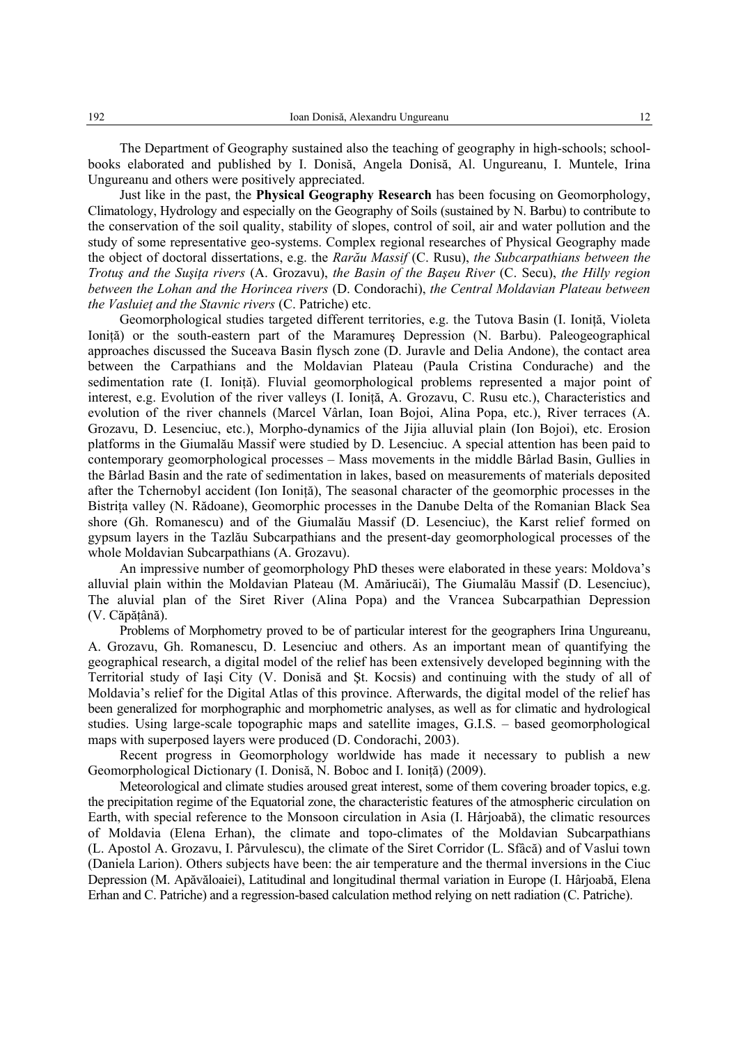The Department of Geography sustained also the teaching of geography in high-schools; school-books elaborated and published by I. Donisă, Angela Donisă, Al. Ungureanu, I. Muntele, Irina Ungureanu and others were positively appreciated.

Just like in the past, the **Physical Geography Research** has been focusing on Geomorphology, Climatology, Hydrology and especially on the Geography of Soils (sustained by N. Barbu) to contribute to the conservation of the soil quality, stability of slopes, control of soil, air and water pollution and the study of some representative geo-systems. Complex regional researches of Physical Geography made the object of doctoral dissertations, e.g. the *Rarău Massif* (C. Rusu), *the Subcarpathians between the Trotuş and the Suşiţa rivers* (A. Grozavu), *the Basin of the Başeu River* (C. Secu), *the Hilly region between the Lohan and the Horincea rivers* (D. Condorachi), *the Central Moldavian Plateau between the Vasluieţ and the Stavnic rivers* (C. Patriche) etc.

Geomorphological studies targeted different territories, e.g. the Tutova Basin (I. Ioniţă, Violeta Ioniţă) or the south-eastern part of the Maramureş Depression (N. Barbu). Paleogeographical approaches discussed the Suceava Basin flysch zone (D. Juravle and Delia Andone), the contact area between the Carpathians and the Moldavian Plateau (Paula Cristina Condurache) and the sedimentation rate (I. Ioniţă). Fluvial geomorphological problems represented a major point of interest, e.g. Evolution of the river valleys (I. Ioniţă, A. Grozavu, C. Rusu etc.), Characteristics and evolution of the river channels (Marcel Vârlan, Ioan Bojoi, Alina Popa, etc.), River terraces (A. Grozavu, D. Lesenciuc, etc.), Morpho-dynamics of the Jijia alluvial plain (Ion Bojoi), etc. Erosion platforms in the Giumalău Massif were studied by D. Lesenciuc. A special attention has been paid to contemporary geomorphological processes – Mass movements in the middle Bârlad Basin, Gullies in the Bârlad Basin and the rate of sedimentation in lakes, based on measurements of materials deposited after the Tchernobyl accident (Ion Ioniţă), The seasonal character of the geomorphic processes in the Bistriţa valley (N. Rădoane), Geomorphic processes in the Danube Delta of the Romanian Black Sea shore (Gh. Romanescu) and of the Giumalău Massif (D. Lesenciuc), the Karst relief formed on gypsum layers in the Tazlău Subcarpathians and the present-day geomorphological processes of the whole Moldavian Subcarpathians (A. Grozavu).

An impressive number of geomorphology PhD theses were elaborated in these years: Moldova's alluvial plain within the Moldavian Plateau (M. Amăriucăi), The Giumalău Massif (D. Lesenciuc), The aluvial plan of the Siret River (Alina Popa) and the Vrancea Subcarpathian Depression (V. Căpăţână).

Problems of Morphometry proved to be of particular interest for the geographers Irina Ungureanu, A. Grozavu, Gh. Romanescu, D. Lesenciuc and others. As an important mean of quantifying the geographical research, a digital model of the relief has been extensively developed beginning with the Territorial study of Iaşi City (V. Donisă and Şt. Kocsis) and continuing with the study of all of Moldavia's relief for the Digital Atlas of this province. Afterwards, the digital model of the relief has been generalized for morphographic and morphometric analyses, as well as for climatic and hydrological studies. Using large-scale topographic maps and satellite images, G.I.S. – based geomorphological maps with superposed layers were produced (D. Condorachi, 2003).

Recent progress in Geomorphology worldwide has made it necessary to publish a new Geomorphological Dictionary (I. Donisă, N. Boboc and I. Ioniţă) (2009).

Meteorological and climate studies aroused great interest, some of them covering broader topics, e.g. the precipitation regime of the Equatorial zone, the characteristic features of the atmospheric circulation on Earth, with special reference to the Monsoon circulation in Asia (I. Hârjoabă), the climatic resources of Moldavia (Elena Erhan), the climate and topo-climates of the Moldavian Subcarpathians (L. Apostol A. Grozavu, I. Pârvulescu), the climate of the Siret Corridor (L. Sfâcă) and of Vaslui town (Daniela Larion). Others subjects have been: the air temperature and the thermal inversions in the Ciuc Depression (M. Apăvăloaiei), Latitudinal and longitudinal thermal variation in Europe (I. Hârjoabă, Elena Erhan and C. Patriche) and a regression-based calculation method relying on nett radiation (C. Patriche).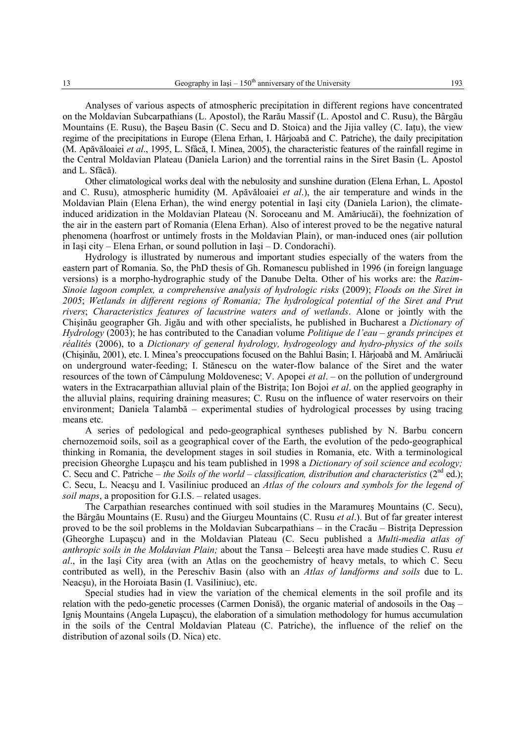Analyses of various aspects of atmospheric precipitation in different regions have concentrated on the Moldavian Subcarpathians (L. Apostol), the Rarău Massif (L. Apostol and C. Rusu), the Bârgău Mountains (E. Rusu), the Başeu Basin (C. Secu and D. Stoica) and the Jijia valley (C. Iațu), the view regime of the precipitations in Europe (Elena Erhan, I. Hârjoabă and C. Patriche), the daily precipitation (M. Apăvăloaiei *et al*., 1995, L. Sfâcă, I. Minea, 2005), the characteristic features of the rainfall regime in the Central Moldavian Plateau (Daniela Larion) and the torrential rains in the Siret Basin (L. Apostol and L. Sfâcă).

Other climatological works deal with the nebulosity and sunshine duration (Elena Erhan, L. Apostol and C. Rusu), atmospheric humidity (M. Apăvăloaiei *et al*.), the air temperature and winds in the Moldavian Plain (Elena Erhan), the wind energy potential in Iaşi city (Daniela Larion), the climate-induced aridization in the Moldavian Plateau (N. Soroceanu and M. Amăriucăi), the foehnization of the air in the eastern part of Romania (Elena Erhan). Also of interest proved to be the negative natural phenomena (hoarfrost or untimely frosts in the Moldavian Plain), or man-induced ones (air pollution in Iaşi city – Elena Erhan, or sound pollution in Iaşi – D. Condorachi).

Hydrology is illustrated by numerous and important studies especially of the waters from the eastern part of Romania. So, the PhD thesis of Gh. Romanescu published in 1996 (in foreign language versions) is a morpho-hydrographic study of the Danube Delta. Other of his works are: the *Razim-Sinoie lagoon complex, a comprehensive analysis of hydrologic risks* (2009); *Floods on the Siret in 2005*; *Wetlands in different regions of Romania; The hydrological potential of the Siret and Prut rivers*; *Characteristics features of lacustrine waters and of wetlands*. Alone or jointly with the Chişinău geographer Gh. Jigău and with other specialists, he published in Bucharest a *Dictionary of Hydrology* (2003); he has contributed to the Canadian volume *Politique de l'eau – grands principes et réalités* (2006), to a *Dictionary of general hydrology, hydrogeology and hydro-physics of the soils* (Chişinău, 2001), etc. I. Minea's preoccupations focused on the Bahlui Basin; I. Hârjoabă and M. Amăriucăi on underground water-feeding; I. Stănescu on the water-flow balance of the Siret and the water resources of the town of Câmpulung Moldovenesc; V. Apopei *et al*. – on the pollution of underground waters in the Extracarpathian alluvial plain of the Bistrița; Ion Bojoi *et al*. on the applied geography in the alluvial plains, requiring draining measures; C. Rusu on the influence of water reservoirs on their environment; Daniela Talambă – experimental studies of hydrological processes by using tracing means etc.

A series of pedological and pedo-geographical syntheses published by N. Barbu concern chernozemoid soils, soil as a geographical cover of the Earth, the evolution of the pedo-geographical thinking in Romania, the development stages in soil studies in Romania, etc. With a terminological precision Gheorghe Lupaşcu and his team published in 1998 a *Dictionary of soil science and ecology;* C. Secu and C. Patriche – *the Soils of the world – classification, distribution and characteristics* (2nd ed.); C. Secu, L. Neacşu and I. Vasiliniuc produced an *Atlas of the colours and symbols for the legend of soil maps*, a proposition for G.I.S. – related usages.

The Carpathian researches continued with soil studies in the Maramureş Mountains (C. Secu), the Bârgău Mountains (E. Rusu) and the Giurgeu Mountains (C. Rusu *et al*.). But of far greater interest proved to be the soil problems in the Moldavian Subcarpathians – in the Cracău – Bistrița Depression (Gheorghe Lupaşcu) and in the Moldavian Plateau (C. Secu published a *Multi-media atlas of anthropic soils in the Moldavian Plain;* about the Tansa – Belceşti area have made studies C. Rusu *et al*., in the Iaşi City area (with an Atlas on the geochemistry of heavy metals, to which C. Secu contributed as well), in the Pereschiv Basin (also with an *Atlas of landforms and soils* due to L. Neacşu), in the Horoiata Basin (I. Vasiliniuc), etc.

Special studies had in view the variation of the chemical elements in the soil profile and its relation with the pedo-genetic processes (Carmen Donisă), the organic material of andosoils in the Oaş – Igniş Mountains (Angela Lupaşcu), the elaboration of a simulation methodology for humus accumulation in the soils of the Central Moldavian Plateau (C. Patriche), the influence of the relief on the distribution of azonal soils (D. Nica) etc.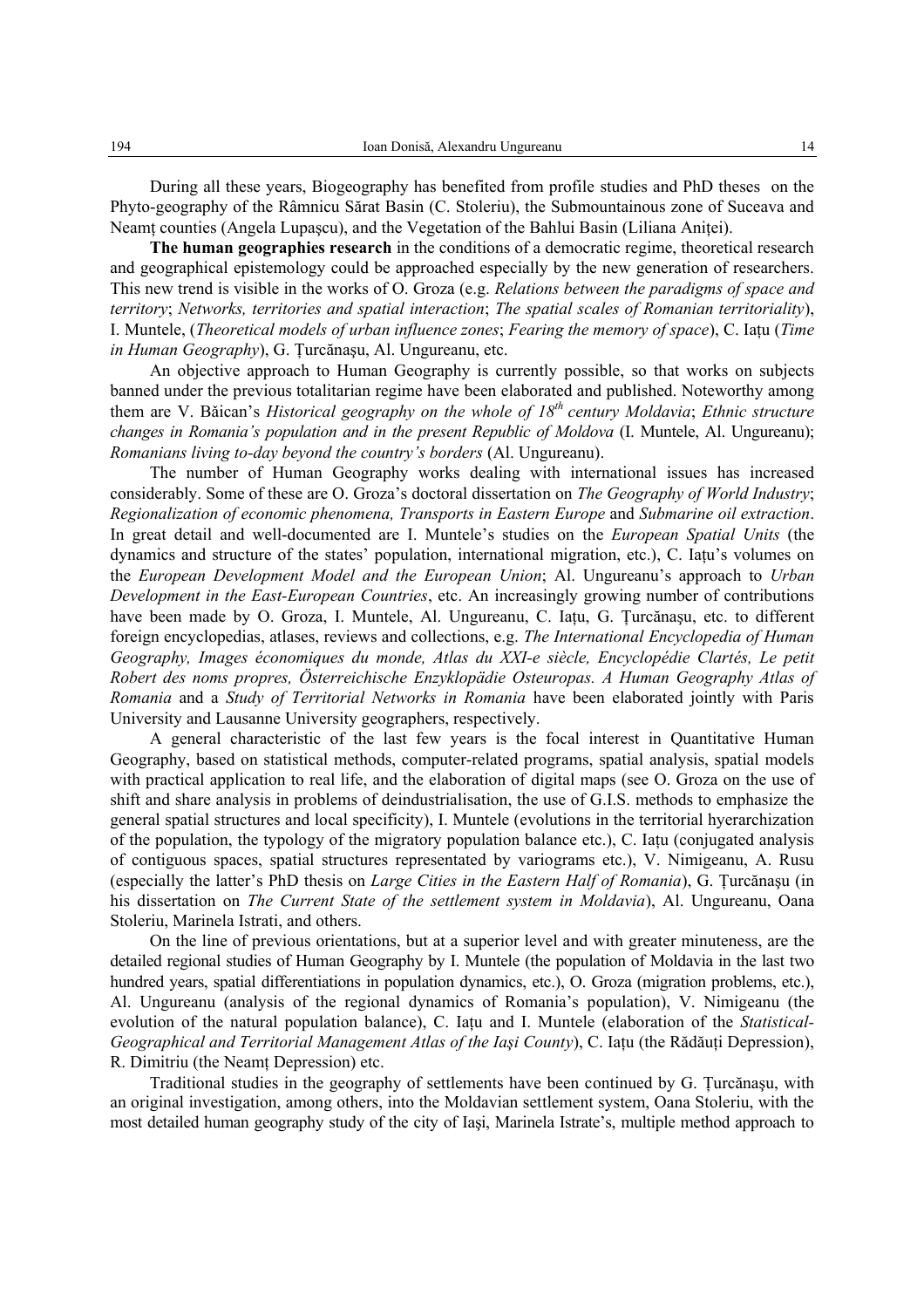During all these years, Biogeography has benefited from profile studies and PhD theses on the Phyto-geography of the Râmnicu Sărat Basin (C. Stoleriu), the Submountainous zone of Suceava and Neamț counties (Angela Lupașcu), and the Vegetation of the Bahlui Basin (Liliana Aniței).

**The human geographies research** in the conditions of a democratic regime, theoretical research and geographical epistemology could be approached especially by the new generation of researchers. This new trend is visible in the works of O. Groza (e.g. *Relations between the paradigms of space and territory*; *Networks, territories and spatial interaction*; *The spatial scales of Romanian territoriality*), I. Muntele, (*Theoretical models of urban influence zones*; *Fearing the memory of space*), C. Iațu (*Time in Human Geography*), G. Țurcănașu, Al. Ungureanu, etc.

An objective approach to Human Geography is currently possible, so that works on subjects banned under the previous totalitarian regime have been elaborated and published. Noteworthy among them are V. Băican's *Historical geography on the whole of 18th century Moldavia*; *Ethnic structure changes in Romania's population and in the present Republic of Moldova* (I. Muntele, Al. Ungureanu); *Romanians living to-day beyond the country's borders* (Al. Ungureanu).

The number of Human Geography works dealing with international issues has increased considerably. Some of these are O. Groza's doctoral dissertation on *The Geography of World Industry*; *Regionalization of economic phenomena, Transports in Eastern Europe* and *Submarine oil extraction*. In great detail and well-documented are I. Muntele's studies on the *European Spatial Units* (the dynamics and structure of the states' population, international migration, etc.), C. Iațu's volumes on the *European Development Model and the European Union*; Al. Ungureanu's approach to *Urban Development in the East-European Countries*, etc. An increasingly growing number of contributions have been made by O. Groza, I. Muntele, Al. Ungureanu, C. Iațu, G. Țurcănașu, etc. to different foreign encyclopedias, atlases, reviews and collections, e.g. *The International Encyclopedia of Human Geography, Images économiques du monde, Atlas du XXI-e siècle, Encyclopédie Clartés, Le petit Robert des noms propres, Österreichische Enzyklopädie Osteuropas. A Human Geography Atlas of Romania* and a *Study of Territorial Networks in Romania* have been elaborated jointly with Paris University and Lausanne University geographers, respectively.

A general characteristic of the last few years is the focal interest in Quantitative Human Geography, based on statistical methods, computer-related programs, spatial analysis, spatial models with practical application to real life, and the elaboration of digital maps (see O. Groza on the use of shift and share analysis in problems of deindustrialisation, the use of G.I.S. methods to emphasize the general spatial structures and local specificity), I. Muntele (evolutions in the territorial hyerarchization of the population, the typology of the migratory population balance etc.), C. Iațu (conjugated analysis of contiguous spaces, spatial structures representated by variograms etc.), V. Nimigeanu, A. Rusu (especially the latter's PhD thesis on *Large Cities in the Eastern Half of Romania*), G. Țurcănașu (in his dissertation on *The Current State of the settlement system in Moldavia*), Al. Ungureanu, Oana Stoleriu, Marinela Istrati, and others.

On the line of previous orientations, but at a superior level and with greater minuteness, are the detailed regional studies of Human Geography by I. Muntele (the population of Moldavia in the last two hundred years, spatial differentiations in population dynamics, etc.), O. Groza (migration problems, etc.), Al. Ungureanu (analysis of the regional dynamics of Romania's population), V. Nimigeanu (the evolution of the natural population balance), C. Iațu and I. Muntele (elaboration of the *Statistical-Geographical and Territorial Management Atlas of the Iași County*), C. Iațu (the Rădăuți Depression), R. Dimitriu (the Neamț Depression) etc.

Traditional studies in the geography of settlements have been continued by G. Țurcănașu, with an original investigation, among others, into the Moldavian settlement system, Oana Stoleriu, with the most detailed human geography study of the city of Iași, Marinela Istrate's, multiple method approach to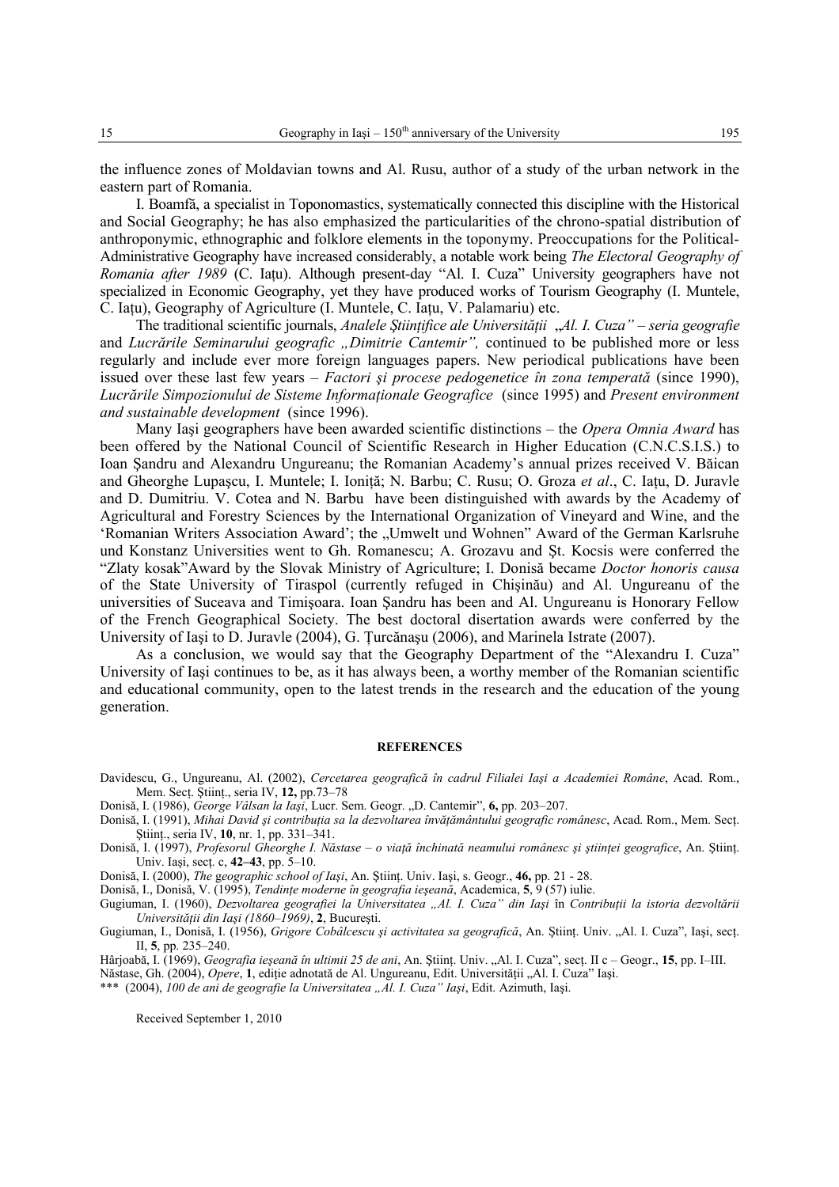the influence zones of Moldavian towns and Al. Rusu, author of a study of the urban network in the eastern part of Romania.

I. Boamfă, a specialist in Toponomastics, systematically connected this discipline with the Historical and Social Geography; he has also emphasized the particularities of the chrono-spatial distribution of anthroponymic, ethnographic and folklore elements in the toponymy. Preoccupations for the Political-Administrative Geography have increased considerably, a notable work being *The Electoral Geography of Romania after 1989* (C. Iaţu). Although present-day "Al. I. Cuza" University geographers have not specialized in Economic Geography, yet they have produced works of Tourism Geography (I. Muntele, C. Iaţu), Geography of Agriculture (I. Muntele, C. Iaţu, V. Palamariu) etc.

The traditional scientific journals, *Analele Ştiinţifice ale Universităţii „Al. I. Cuza" – seria geografie* and *Lucrările Seminarului geografic „Dimitrie Cantemir",* continued to be published more or less regularly and include ever more foreign languages papers. New periodical publications have been issued over these last few years – *Factori şi procese pedogenetice în zona temperată* (since 1990), *Lucrările Simpozionului de Sisteme Informaţionale Geografice* (since 1995) and *Present environment and sustainable development* (since 1996).

Many Iaşi geographers have been awarded scientific distinctions – the *Opera Omnia Award* has been offered by the National Council of Scientific Research in Higher Education (C.N.C.S.I.S.) to Ioan Şandru and Alexandru Ungureanu; the Romanian Academy's annual prizes received V. Băican and Gheorghe Lupaşcu, I. Muntele; I. Ioniţă; N. Barbu; C. Rusu; O. Groza *et al*., C. Iaţu, D. Juravle and D. Dumitriu. V. Cotea and N. Barbu have been distinguished with awards by the Academy of Agricultural and Forestry Sciences by the International Organization of Vineyard and Wine, and the 'Romanian Writers Association Award'; the „Umwelt und Wohnen" Award of the German Karlsruhe und Konstanz Universities went to Gh. Romanescu; A. Grozavu and Şt. Kocsis were conferred the "Zlaty kosak"Award by the Slovak Ministry of Agriculture; I. Donisă became *Doctor honoris causa* of the State University of Tiraspol (currently refuged in Chişinău) and Al. Ungureanu of the universities of Suceava and Timişoara. Ioan Şandru has been and Al. Ungureanu is Honorary Fellow of the French Geographical Society. The best doctoral disertation awards were conferred by the University of Iaşi to D. Juravle (2004), G. Ţurcănaşu (2006), and Marinela Istrate (2007).

As a conclusion, we would say that the Geography Department of the "Alexandru I. Cuza" University of Iaşi continues to be, as it has always been, a worthy member of the Romanian scientific and educational community, open to the latest trends in the research and the education of the young generation.

## REFERENCES

Davidescu, G., Ungureanu, Al. (2002), *Cercetarea geografică în cadrul Filialei Iaşi a Academiei Române*, Acad. Rom., Mem. Secţ. Ştiinţ., seria IV, **12,** pp.73–78

Donisă, I. (1986), *George Vâlsan la Iaşi*, Lucr. Sem. Geogr. „D. Cantemir", **6,** pp. 203–207.

Donisă, I. (1991), *Mihai David şi contribuţia sa la dezvoltarea învăţământului geografic românesc*, Acad. Rom., Mem. Secţ. Ştiinţ., seria IV, **10**, nr. 1, pp. 331–341.

Donisă, I. (1997), *Profesorul Gheorghe I. Năstase – o viaţă închinată neamului românesc şi ştiinţei geografice*, An. Ştiinţ. Univ. Iaşi, secţ. c, **42–43**, pp. 5–10.

Donisă, I. (2000), *The geographic school of Iaşi*, An. Ştiinţ. Univ. Iaşi, s. Geogr., **46,** pp. 21 - 28.

Donisă, I., Donisă, V. (1995), *Tendinţe moderne în geografia ieşeană*, Academica, **5**, 9 (57) iulie.

Gugiuman, I. (1960), *Dezvoltarea geografiei la Universitatea „Al. I. Cuza" din Iaşi* în *Contribuţii la istoria dezvoltării Universităţii din Iaşi (1860–1969)*, **2**, Bucureşti.

Gugiuman, I., Donisă, I. (1956), *Grigore Cobâlcescu şi activitatea sa geografică*, An. Ştiinţ. Univ. „Al. I. Cuza", Iaşi, secţ. II, **5**, pp. 235–240.

Hârjoabă, I. (1969), *Geografia ieşeană în ultimii 25 de ani*, An. Ştiinţ. Univ. „Al. I. Cuza", secţ. II c – Geogr., **15**, pp. I–III.

Năstase, Gh. (2004), *Opere*, **1**, ediţie adnotată de Al. Ungureanu, Edit. Universităţii „Al. I. Cuza" Iaşi.

*** (2004), *100 de ani de geografie la Universitatea „Al. I. Cuza" Iaşi*, Edit. Azimuth, Iaşi.

Received September 1, 2010